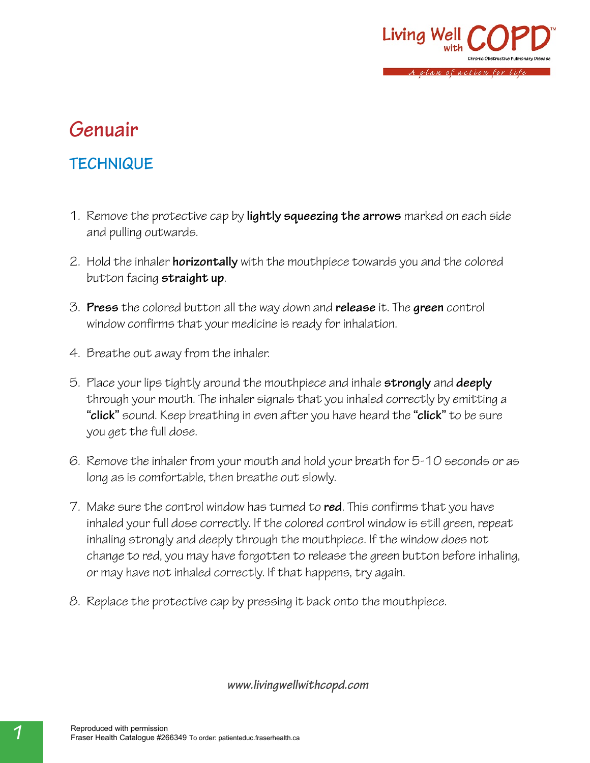# Genuair

## TECHNIQUE

1. Remove the protective cap by **lightly squeezing the arrows** marked on each side and pulling outwards.

2. Hold the inhaler **horizontally** with the mouthpiece towards you and the colored button facing **straight up**.

3. **Press** the colored button all the way down and **release** it. The **green** control window confirms that your medicine is ready for inhalation.

4. Breathe out away from the inhaler.

5. Place your lips tightly around the mouthpiece and inhale **strongly** and **deeply** through your mouth. The inhaler signals that you inhaled correctly by emitting a "**click**" sound. Keep breathing in even after you have heard the "**click**" to be sure you get the full dose.

6. Remove the inhaler from your mouth and hold your breath for 5-10 seconds or as long as is comfortable, then breathe out slowly.

7. Make sure the control window has turned to **red**. This confirms that you have inhaled your full dose correctly. If the colored control window is still green, repeat inhaling strongly and deeply through the mouthpiece. If the window does not change to red, you may have forgotten to release the green button before inhaling, or may have not inhaled correctly. If that happens, try again.

8. Replace the protective cap by pressing it back onto the mouthpiece.

***www.livingwellwithcopd.com***

Reproduced with permission
Fraser Health Catalogue #266349 To order: patienteduc.fraserhealth.ca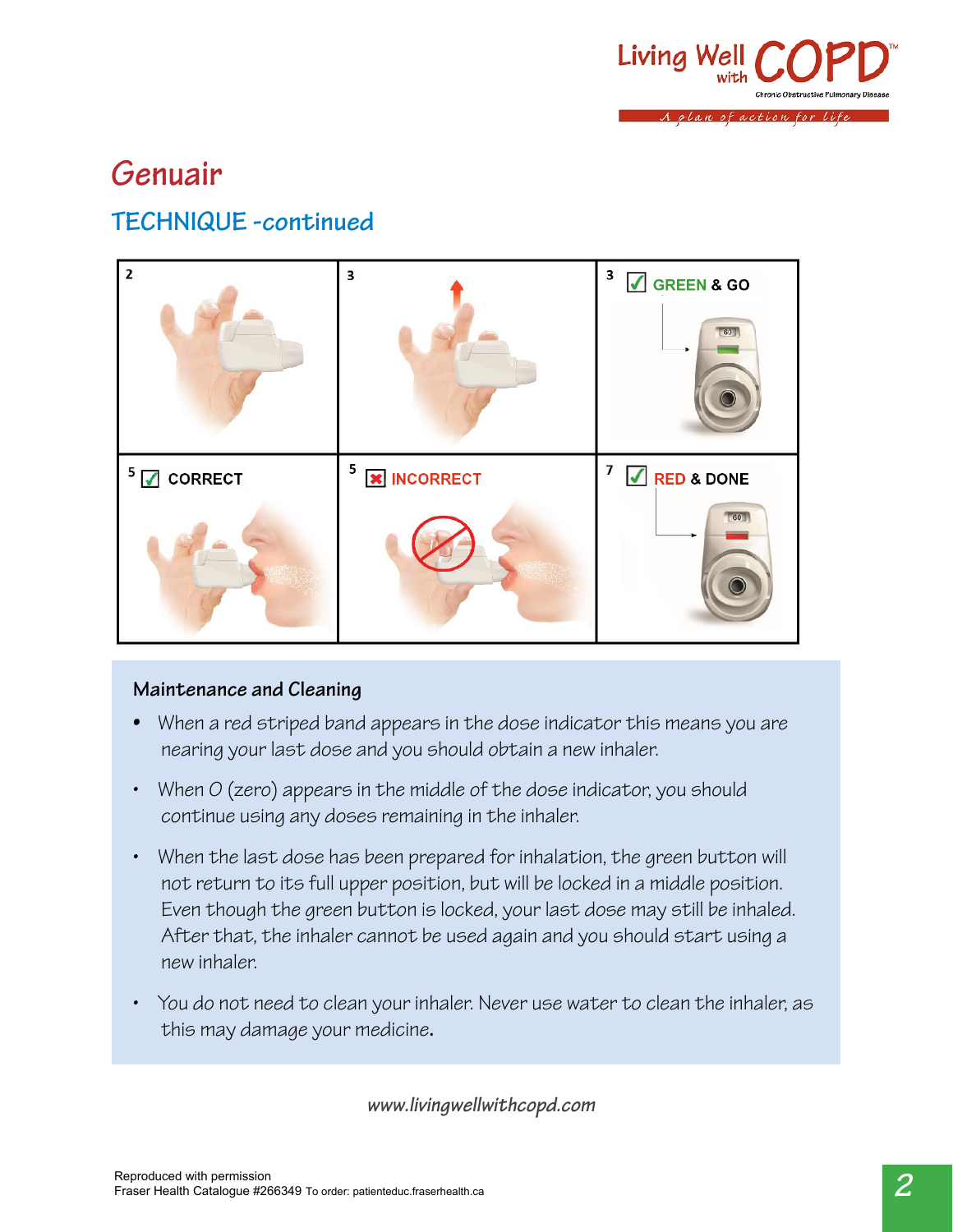# Genuair

## TECHNIQUE -continued

2

3

3 ✓ GREEN & GO

5 ✓ CORRECT

5 ✗ INCORRECT

7 ✓ RED & DONE

### Maintenance and Cleaning

- When a red striped band appears in the dose indicator this means you are nearing your last dose and you should obtain a new inhaler.
- When 0 (zero) appears in the middle of the dose indicator, you should continue using any doses remaining in the inhaler.
- When the last dose has been prepared for inhalation, the green button will not return to its full upper position, but will be locked in a middle position. Even though the green button is locked, your last dose may still be inhaled. After that, the inhaler cannot be used again and you should start using a new inhaler.
- You do not need to clean your inhaler. Never use water to clean the inhaler, as this may damage your medicine.

*www.livingwellwithcopd.com*

Reproduced with permission
Fraser Health Catalogue #266349 To order: patienteduc.fraserhealth.ca